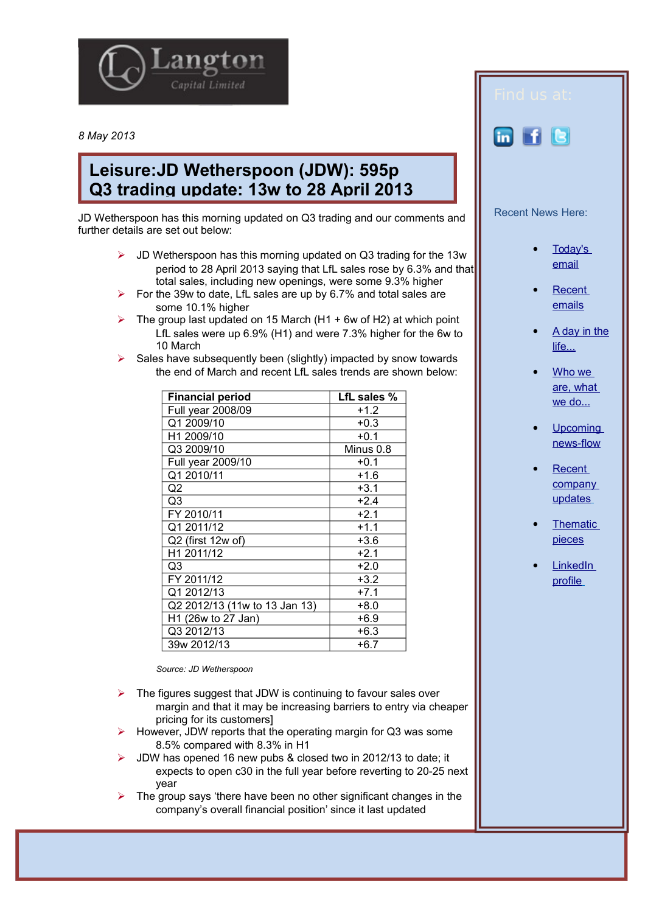Langton Capital Limited

*8 May 2013*

# Leisure:JD Wetherspoon (JDW): 595p Q3 trading update: 13w to 28 April 2013

JD Wetherspoon has this morning updated on Q3 trading and our comments and further details are set out below:

- JD Wetherspoon has this morning updated on Q3 trading for the 13w period to 28 April 2013 saying that LfL sales rose by 6.3% and that total sales, including new openings, were some 9.3% higher
- For the 39w to date, LfL sales are up by 6.7% and total sales are some 10.1% higher
- The group last updated on 15 March (H1 + 6w of H2) at which point LfL sales were up 6.9% (H1) and were 7.3% higher for the 6w to 10 March
- Sales have subsequently been (slightly) impacted by snow towards the end of March and recent LfL sales trends are shown below:

| Financial period | LfL sales % |
|---|---|
| Full year 2008/09 | +1.2 |
| Q1 2009/10 | +0.3 |
| H1 2009/10 | +0.1 |
| Q3 2009/10 | Minus 0.8 |
| Full year 2009/10 | +0.1 |
| Q1 2010/11 | +1.6 |
| Q2 | +3.1 |
| Q3 | +2.4 |
| FY 2010/11 | +2.1 |
| Q1 2011/12 | +1.1 |
| Q2 (first 12w of) | +3.6 |
| H1 2011/12 | +2.1 |
| Q3 | +2.0 |
| FY 2011/12 | +3.2 |
| Q1 2012/13 | +7.1 |
| Q2 2012/13 (11w to 13 Jan 13) | +8.0 |
| H1 (26w to 27 Jan) | +6.9 |
| Q3 2012/13 | +6.3 |
| 39w 2012/13 | +6.7 |

*Source: JD Wetherspoon*

- The figures suggest that JDW is continuing to favour sales over margin and that it may be increasing barriers to entry via cheaper pricing for its customers]
- However, JDW reports that the operating margin for Q3 was some 8.5% compared with 8.3% in H1
- JDW has opened 16 new pubs & closed two in 2012/13 to date; it expects to open c30 in the full year before reverting to 20-25 next year
- The group says 'there have been no other significant changes in the company's overall financial position' since it last updated

Find us at:

Recent News Here:

- Today's email
- Recent emails
- A day in the life...
- Who we are, what we do...
- Upcoming news-flow
- Recent company updates
- Thematic pieces
- LinkedIn profile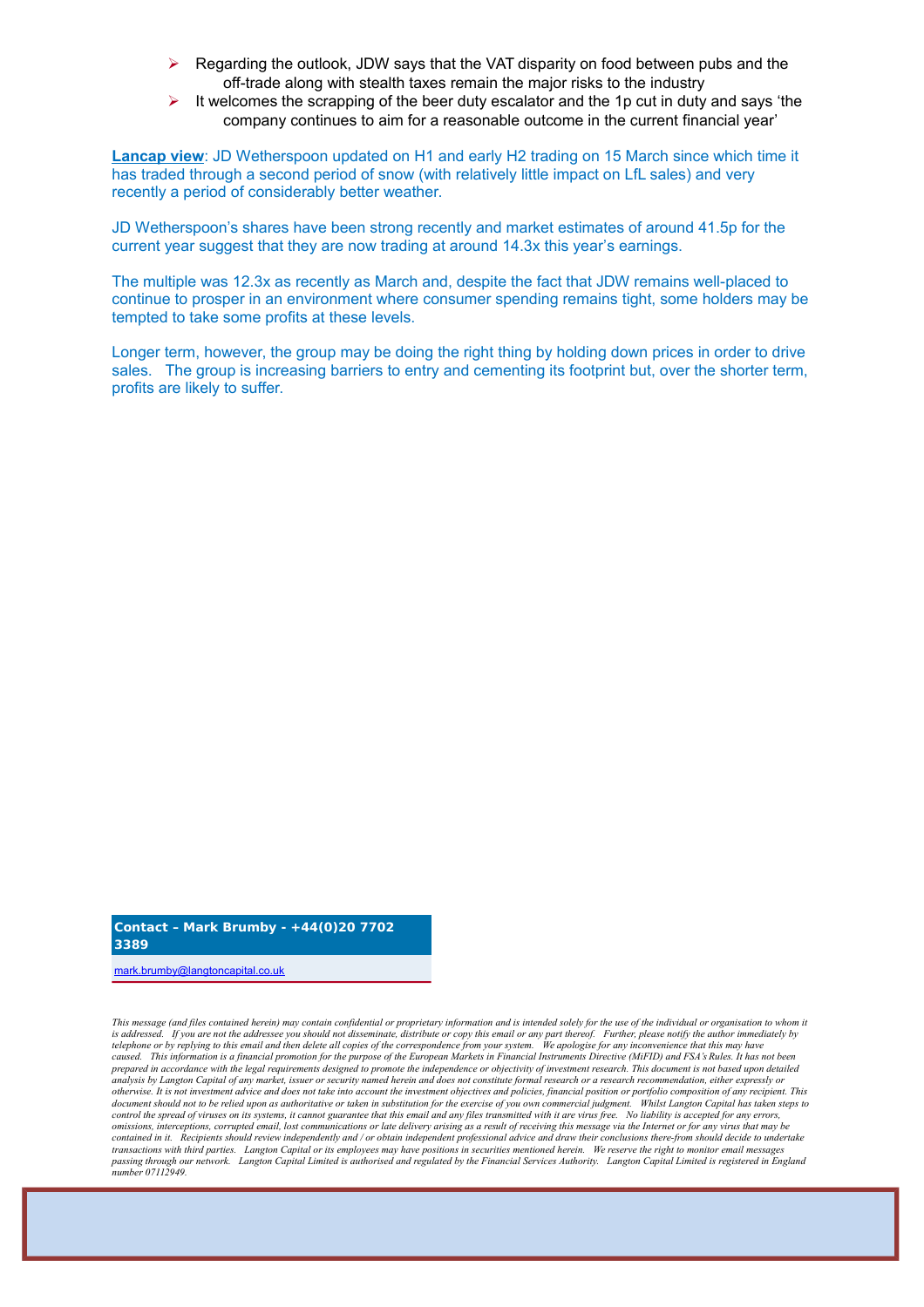- Regarding the outlook, JDW says that the VAT disparity on food between pubs and the off-trade along with stealth taxes remain the major risks to the industry
- It welcomes the scrapping of the beer duty escalator and the 1p cut in duty and says 'the company continues to aim for a reasonable outcome in the current financial year'

**Lancap view**: JD Wetherspoon updated on H1 and early H2 trading on 15 March since which time it has traded through a second period of snow (with relatively little impact on LfL sales) and very recently a period of considerably better weather.

JD Wetherspoon's shares have been strong recently and market estimates of around 41.5p for the current year suggest that they are now trading at around 14.3x this year's earnings.

The multiple was 12.3x as recently as March and, despite the fact that JDW remains well-placed to continue to prosper in an environment where consumer spending remains tight, some holders may be tempted to take some profits at these levels.

Longer term, however, the group may be doing the right thing by holding down prices in order to drive sales. The group is increasing barriers to entry and cementing its footprint but, over the shorter term, profits are likely to suffer.

**Contact – Mark Brumby - +44(0)20 7702 3389**

mark.brumby@langtoncapital.co.uk

*This message (and files contained herein) may contain confidential or proprietary information and is intended solely for the use of the individual or organisation to whom it is addressed. If you are not the addressee you should not disseminate, distribute or copy this email or any part thereof. Further, please notify the author immediately by telephone or by replying to this email and then delete all copies of the correspondence from your system. We apologise for any inconvenience that this may have caused. This information is a financial promotion for the purpose of the European Markets in Financial Instruments Directive (MiFID) and FSA's Rules. It has not been prepared in accordance with the legal requirements designed to promote the independence or objectivity of investment research. This document is not based upon detailed analysis by Langton Capital of any market, issuer or security named herein and does not constitute formal research or a research recommendation, either expressly or otherwise. It is not investment advice and does not take into account the investment objectives and policies, financial position or portfolio composition of any recipient. This document should not to be relied upon as authoritative or taken in substitution for the exercise of you own commercial judgment. Whilst Langton Capital has taken steps to control the spread of viruses on its systems, it cannot guarantee that this email and any files transmitted with it are virus free. No liability is accepted for any errors, omissions, interceptions, corrupted email, lost communications or late delivery arising as a result of receiving this message via the Internet or for any virus that may be contained in it. Recipients should review independently and / or obtain independent professional advice and draw their conclusions there-from should decide to undertake transactions with third parties. Langton Capital or its employees may have positions in securities mentioned herein. We reserve the right to monitor email messages passing through our network. Langton Capital Limited is authorised and regulated by the Financial Services Authority. Langton Capital Limited is registered in England number 07112949.*